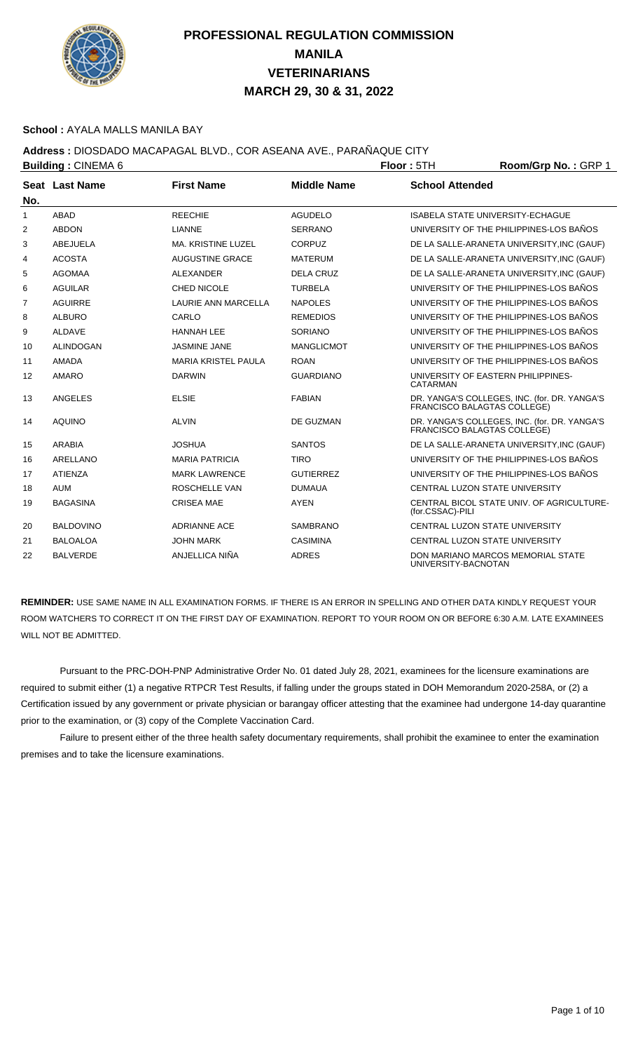# PROFESSIONAL REGULATION COMMISSION
## MANILA
## VETERINARIANS
## MARCH 29, 30 & 31, 2022

**School :** AYALA MALLS MANILA BAY

**Address :** DIOSDADO MACAPAGAL BLVD., COR ASEANA AVE., PARAÑAQUE CITY

**Building :** CINEMA 6 **Floor :** 5TH **Room/Grp No. :** GRP 1

| Seat No. | Last Name | First Name | Middle Name | School Attended |
|---|---|---|---|---|
| 1 | ABAD | REECHIE | AGUDELO | ISABELA STATE UNIVERSITY-ECHAGUE |
| 2 | ABDON | LIANNE | SERRANO | UNIVERSITY OF THE PHILIPPINES-LOS BAÑOS |
| 3 | ABEJUELA | MA. KRISTINE LUZEL | CORPUZ | DE LA SALLE-ARANETA UNIVERSITY,INC (GAUF) |
| 4 | ACOSTA | AUGUSTINE GRACE | MATERUM | DE LA SALLE-ARANETA UNIVERSITY,INC (GAUF) |
| 5 | AGOMAA | ALEXANDER | DELA CRUZ | DE LA SALLE-ARANETA UNIVERSITY,INC (GAUF) |
| 6 | AGUILAR | CHED NICOLE | TURBELA | UNIVERSITY OF THE PHILIPPINES-LOS BAÑOS |
| 7 | AGUIRRE | LAURIE ANN MARCELLA | NAPOLES | UNIVERSITY OF THE PHILIPPINES-LOS BAÑOS |
| 8 | ALBURO | CARLO | REMEDIOS | UNIVERSITY OF THE PHILIPPINES-LOS BAÑOS |
| 9 | ALDAVE | HANNAH LEE | SORIANO | UNIVERSITY OF THE PHILIPPINES-LOS BAÑOS |
| 10 | ALINDOGAN | JASMINE JANE | MANGLICMOT | UNIVERSITY OF THE PHILIPPINES-LOS BAÑOS |
| 11 | AMADA | MARIA KRISTEL PAULA | ROAN | UNIVERSITY OF THE PHILIPPINES-LOS BAÑOS |
| 12 | AMARO | DARWIN | GUARDIANO | UNIVERSITY OF EASTERN PHILIPPINES-CATARMAN |
| 13 | ANGELES | ELSIE | FABIAN | DR. YANGA'S COLLEGES, INC. (for. DR. YANGA'S FRANCISCO BALAGTAS COLLEGE) |
| 14 | AQUINO | ALVIN | DE GUZMAN | DR. YANGA'S COLLEGES, INC. (for. DR. YANGA'S FRANCISCO BALAGTAS COLLEGE) |
| 15 | ARABIA | JOSHUA | SANTOS | DE LA SALLE-ARANETA UNIVERSITY,INC (GAUF) |
| 16 | ARELLANO | MARIA PATRICIA | TIRO | UNIVERSITY OF THE PHILIPPINES-LOS BAÑOS |
| 17 | ATIENZA | MARK LAWRENCE | GUTIERREZ | UNIVERSITY OF THE PHILIPPINES-LOS BAÑOS |
| 18 | AUM | ROSCHELLE VAN | DUMAUA | CENTRAL LUZON STATE UNIVERSITY |
| 19 | BAGASINA | CRISEA MAE | AYEN | CENTRAL BICOL STATE UNIV. OF AGRICULTURE-(for.CSSAC)-PILI |
| 20 | BALDOVINO | ADRIANNE ACE | SAMBRANO | CENTRAL LUZON STATE UNIVERSITY |
| 21 | BALOALOA | JOHN MARK | CASIMINA | CENTRAL LUZON STATE UNIVERSITY |
| 22 | BALVERDE | ANJELLICA NIÑA | ADRES | DON MARIANO MARCOS MEMORIAL STATE UNIVERSITY-BACNOTAN |

**REMINDER:** USE SAME NAME IN ALL EXAMINATION FORMS. IF THERE IS AN ERROR IN SPELLING AND OTHER DATA KINDLY REQUEST YOUR ROOM WATCHERS TO CORRECT IT ON THE FIRST DAY OF EXAMINATION. REPORT TO YOUR ROOM ON OR BEFORE 6:30 A.M. LATE EXAMINEES WILL NOT BE ADMITTED.

Pursuant to the PRC-DOH-PNP Administrative Order No. 01 dated July 28, 2021, examinees for the licensure examinations are required to submit either (1) a negative RTPCR Test Results, if falling under the groups stated in DOH Memorandum 2020-258A, or (2) a Certification issued by any government or private physician or barangay officer attesting that the examinee had undergone 14-day quarantine prior to the examination, or (3) copy of the Complete Vaccination Card.

Failure to present either of the three health safety documentary requirements, shall prohibit the examinee to enter the examination premises and to take the licensure examinations.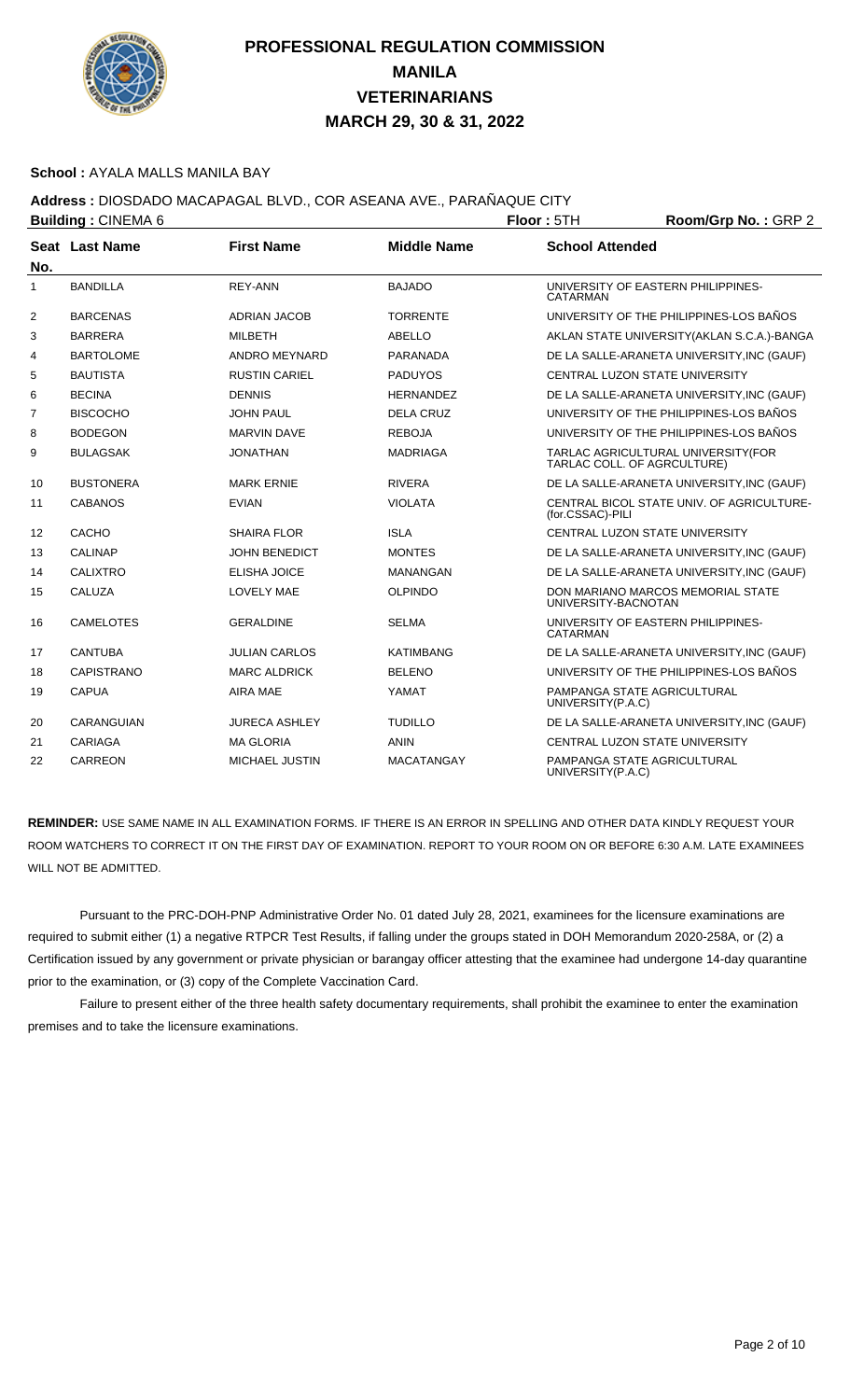# PROFESSIONAL REGULATION COMMISSION
# MANILA
# VETERINARIANS
# MARCH 29, 30 & 31, 2022

**School :** AYALA MALLS MANILA BAY

**Address :** DIOSDADO MACAPAGAL BLVD., COR ASEANA AVE., PARAÑAQUE CITY

**Building :** CINEMA 6 **Floor :** 5TH **Room/Grp No. :** GRP 2

| Seat No. | Last Name | First Name | Middle Name | School Attended |
|---|---|---|---|---|
| 1 | BANDILLA | REY-ANN | BAJADO | UNIVERSITY OF EASTERN PHILIPPINES-CATARMAN |
| 2 | BARCENAS | ADRIAN JACOB | TORRENTE | UNIVERSITY OF THE PHILIPPINES-LOS BAÑOS |
| 3 | BARRERA | MILBETH | ABELLO | AKLAN STATE UNIVERSITY(AKLAN S.C.A.)-BANGA |
| 4 | BARTOLOME | ANDRO MEYNARD | PARANADA | DE LA SALLE-ARANETA UNIVERSITY,INC (GAUF) |
| 5 | BAUTISTA | RUSTIN CARIEL | PADUYOS | CENTRAL LUZON STATE UNIVERSITY |
| 6 | BECINA | DENNIS | HERNANDEZ | DE LA SALLE-ARANETA UNIVERSITY,INC (GAUF) |
| 7 | BISCOCHO | JOHN PAUL | DELA CRUZ | UNIVERSITY OF THE PHILIPPINES-LOS BAÑOS |
| 8 | BODEGON | MARVIN DAVE | REBOJA | UNIVERSITY OF THE PHILIPPINES-LOS BAÑOS |
| 9 | BULAGSAK | JONATHAN | MADRIAGA | TARLAC AGRICULTURAL UNIVERSITY(FOR TARLAC COLL. OF AGRCULTURE) |
| 10 | BUSTONERA | MARK ERNIE | RIVERA | DE LA SALLE-ARANETA UNIVERSITY,INC (GAUF) |
| 11 | CABANOS | EVIAN | VIOLATA | CENTRAL BICOL STATE UNIV. OF AGRICULTURE-(for.CSSAC)-PILI |
| 12 | CACHO | SHAIRA FLOR | ISLA | CENTRAL LUZON STATE UNIVERSITY |
| 13 | CALINAP | JOHN BENEDICT | MONTES | DE LA SALLE-ARANETA UNIVERSITY,INC (GAUF) |
| 14 | CALIXTRO | ELISHA JOICE | MANANGAN | DE LA SALLE-ARANETA UNIVERSITY,INC (GAUF) |
| 15 | CALUZA | LOVELY MAE | OLPINDO | DON MARIANO MARCOS MEMORIAL STATE UNIVERSITY-BACNOTAN |
| 16 | CAMELOTES | GERALDINE | SELMA | UNIVERSITY OF EASTERN PHILIPPINES-CATARMAN |
| 17 | CANTUBA | JULIAN CARLOS | KATIMBANG | DE LA SALLE-ARANETA UNIVERSITY,INC (GAUF) |
| 18 | CAPISTRANO | MARC ALDRICK | BELENO | UNIVERSITY OF THE PHILIPPINES-LOS BAÑOS |
| 19 | CAPUA | AIRA MAE | YAMAT | PAMPANGA STATE AGRICULTURAL UNIVERSITY(P.A.C) |
| 20 | CARANGUIAN | JURECA ASHLEY | TUDILLO | DE LA SALLE-ARANETA UNIVERSITY,INC (GAUF) |
| 21 | CARIAGA | MA GLORIA | ANIN | CENTRAL LUZON STATE UNIVERSITY |
| 22 | CARREON | MICHAEL JUSTIN | MACATANGAY | PAMPANGA STATE AGRICULTURAL UNIVERSITY(P.A.C) |

**REMINDER:** USE SAME NAME IN ALL EXAMINATION FORMS. IF THERE IS AN ERROR IN SPELLING AND OTHER DATA KINDLY REQUEST YOUR ROOM WATCHERS TO CORRECT IT ON THE FIRST DAY OF EXAMINATION. REPORT TO YOUR ROOM ON OR BEFORE 6:30 A.M. LATE EXAMINEES WILL NOT BE ADMITTED.

Pursuant to the PRC-DOH-PNP Administrative Order No. 01 dated July 28, 2021, examinees for the licensure examinations are required to submit either (1) a negative RTPCR Test Results, if falling under the groups stated in DOH Memorandum 2020-258A, or (2) a Certification issued by any government or private physician or barangay officer attesting that the examinee had undergone 14-day quarantine prior to the examination, or (3) copy of the Complete Vaccination Card.

Failure to present either of the three health safety documentary requirements, shall prohibit the examinee to enter the examination premises and to take the licensure examinations.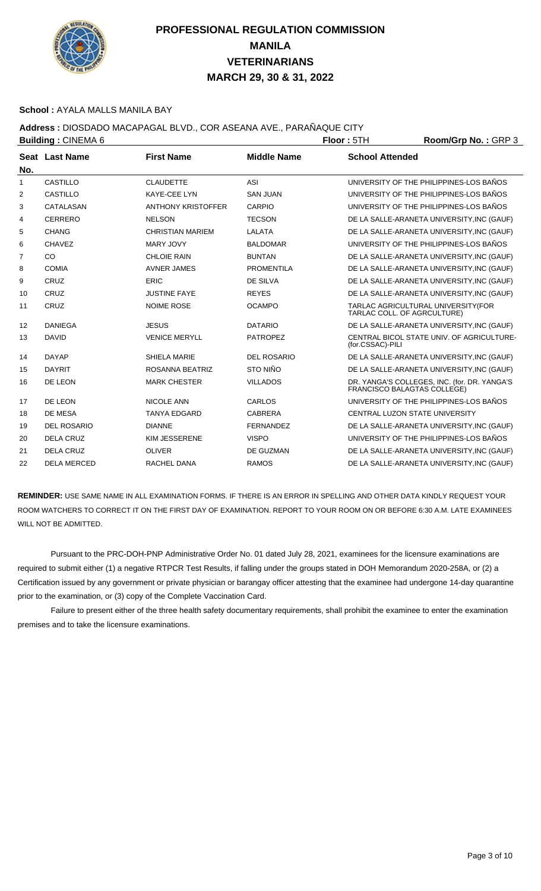# PROFESSIONAL REGULATION COMMISSION
# MANILA
# VETERINARIANS
# MARCH 29, 30 & 31, 2022

**School :** AYALA MALLS MANILA BAY

**Address :** DIOSDADO MACAPAGAL BLVD., COR ASEANA AVE., PARAÑAQUE CITY

**Building :** CINEMA 6 **Floor :** 5TH **Room/Grp No. :** GRP 3

| Seat No. | Last Name | First Name | Middle Name | School Attended |
|---|---|---|---|---|
| 1 | CASTILLO | CLAUDETTE | ASI | UNIVERSITY OF THE PHILIPPINES-LOS BAÑOS |
| 2 | CASTILLO | KAYE-CEE LYN | SAN JUAN | UNIVERSITY OF THE PHILIPPINES-LOS BAÑOS |
| 3 | CATALASAN | ANTHONY KRISTOFFER | CARPIO | UNIVERSITY OF THE PHILIPPINES-LOS BAÑOS |
| 4 | CERRERO | NELSON | TECSON | DE LA SALLE-ARANETA UNIVERSITY,INC (GAUF) |
| 5 | CHANG | CHRISTIAN MARIEM | LALATA | DE LA SALLE-ARANETA UNIVERSITY,INC (GAUF) |
| 6 | CHAVEZ | MARY JOVY | BALDOMAR | UNIVERSITY OF THE PHILIPPINES-LOS BAÑOS |
| 7 | CO | CHLOIE RAIN | BUNTAN | DE LA SALLE-ARANETA UNIVERSITY,INC (GAUF) |
| 8 | COMIA | AVNER JAMES | PROMENTILA | DE LA SALLE-ARANETA UNIVERSITY,INC (GAUF) |
| 9 | CRUZ | ERIC | DE SILVA | DE LA SALLE-ARANETA UNIVERSITY,INC (GAUF) |
| 10 | CRUZ | JUSTINE FAYE | REYES | DE LA SALLE-ARANETA UNIVERSITY,INC (GAUF) |
| 11 | CRUZ | NOIME ROSE | OCAMPO | TARLAC AGRICULTURAL UNIVERSITY(FOR TARLAC COLL. OF AGRCULTURE) |
| 12 | DANIEGA | JESUS | DATARIO | DE LA SALLE-ARANETA UNIVERSITY,INC (GAUF) |
| 13 | DAVID | VENICE MERYLL | PATROPEZ | CENTRAL BICOL STATE UNIV. OF AGRICULTURE-(for.CSSAC)-PILI |
| 14 | DAYAP | SHIELA MARIE | DEL ROSARIO | DE LA SALLE-ARANETA UNIVERSITY,INC (GAUF) |
| 15 | DAYRIT | ROSANNA BEATRIZ | STO NIÑO | DE LA SALLE-ARANETA UNIVERSITY,INC (GAUF) |
| 16 | DE LEON | MARK CHESTER | VILLADOS | DR. YANGA'S COLLEGES, INC. (for. DR. YANGA'S FRANCISCO BALAGTAS COLLEGE) |
| 17 | DE LEON | NICOLE ANN | CARLOS | UNIVERSITY OF THE PHILIPPINES-LOS BAÑOS |
| 18 | DE MESA | TANYA EDGARD | CABRERA | CENTRAL LUZON STATE UNIVERSITY |
| 19 | DEL ROSARIO | DIANNE | FERNANDEZ | DE LA SALLE-ARANETA UNIVERSITY,INC (GAUF) |
| 20 | DELA CRUZ | KIM JESSERENE | VISPO | UNIVERSITY OF THE PHILIPPINES-LOS BAÑOS |
| 21 | DELA CRUZ | OLIVER | DE GUZMAN | DE LA SALLE-ARANETA UNIVERSITY,INC (GAUF) |
| 22 | DELA MERCED | RACHEL DANA | RAMOS | DE LA SALLE-ARANETA UNIVERSITY,INC (GAUF) |

**REMINDER:** USE SAME NAME IN ALL EXAMINATION FORMS. IF THERE IS AN ERROR IN SPELLING AND OTHER DATA KINDLY REQUEST YOUR ROOM WATCHERS TO CORRECT IT ON THE FIRST DAY OF EXAMINATION. REPORT TO YOUR ROOM ON OR BEFORE 6:30 A.M. LATE EXAMINEES WILL NOT BE ADMITTED.

Pursuant to the PRC-DOH-PNP Administrative Order No. 01 dated July 28, 2021, examinees for the licensure examinations are required to submit either (1) a negative RTPCR Test Results, if falling under the groups stated in DOH Memorandum 2020-258A, or (2) a Certification issued by any government or private physician or barangay officer attesting that the examinee had undergone 14-day quarantine prior to the examination, or (3) copy of the Complete Vaccination Card.

Failure to present either of the three health safety documentary requirements, shall prohibit the examinee to enter the examination premises and to take the licensure examinations.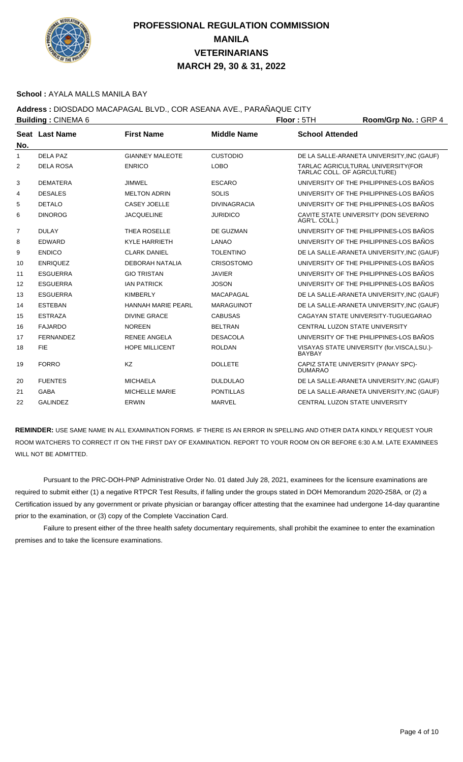# PROFESSIONAL REGULATION COMMISSION
# MANILA
# VETERINARIANS
# MARCH 29, 30 & 31, 2022

**School :** AYALA MALLS MANILA BAY

**Address :** DIOSDADO MACAPAGAL BLVD., COR ASEANA AVE., PARAÑAQUE CITY

**Building :** CINEMA 6 **Floor :** 5TH **Room/Grp No. :** GRP 4

| Seat No. | Last Name | First Name | Middle Name | School Attended |
|---|---|---|---|---|
| 1 | DELA PAZ | GIANNEY MALEOTE | CUSTODIO | DE LA SALLE-ARANETA UNIVERSITY,INC (GAUF) |
| 2 | DELA ROSA | ENRICO | LOBO | TARLAC AGRICULTURAL UNIVERSITY(FOR TARLAC COLL. OF AGRCULTURE) |
| 3 | DEMATERA | JIMWEL | ESCARO | UNIVERSITY OF THE PHILIPPINES-LOS BAÑOS |
| 4 | DESALES | MELTON ADRIN | SOLIS | UNIVERSITY OF THE PHILIPPINES-LOS BAÑOS |
| 5 | DETALO | CASEY JOELLE | DIVINAGRACIA | UNIVERSITY OF THE PHILIPPINES-LOS BAÑOS |
| 6 | DINOROG | JACQUELINE | JURIDICO | CAVITE STATE UNIVERSITY (DON SEVERINO AGR'L. COLL.) |
| 7 | DULAY | THEA ROSELLE | DE GUZMAN | UNIVERSITY OF THE PHILIPPINES-LOS BAÑOS |
| 8 | EDWARD | KYLE HARRIETH | LANAO | UNIVERSITY OF THE PHILIPPINES-LOS BAÑOS |
| 9 | ENDICO | CLARK DANIEL | TOLENTINO | DE LA SALLE-ARANETA UNIVERSITY,INC (GAUF) |
| 10 | ENRIQUEZ | DEBORAH NATALIA | CRISOSTOMO | UNIVERSITY OF THE PHILIPPINES-LOS BAÑOS |
| 11 | ESGUERRA | GIO TRISTAN | JAVIER | UNIVERSITY OF THE PHILIPPINES-LOS BAÑOS |
| 12 | ESGUERRA | IAN PATRICK | JOSON | UNIVERSITY OF THE PHILIPPINES-LOS BAÑOS |
| 13 | ESGUERRA | KIMBERLY | MACAPAGAL | DE LA SALLE-ARANETA UNIVERSITY,INC (GAUF) |
| 14 | ESTEBAN | HANNAH MARIE PEARL | MARAGUINOT | DE LA SALLE-ARANETA UNIVERSITY,INC (GAUF) |
| 15 | ESTRAZA | DIVINE GRACE | CABUSAS | CAGAYAN STATE UNIVERSITY-TUGUEGARAO |
| 16 | FAJARDO | NOREEN | BELTRAN | CENTRAL LUZON STATE UNIVERSITY |
| 17 | FERNANDEZ | RENEE ANGELA | DESACOLA | UNIVERSITY OF THE PHILIPPINES-LOS BAÑOS |
| 18 | FIE | HOPE MILLICENT | ROLDAN | VISAYAS STATE UNIVERSITY (for.VISCA,LSU.)-BAYBAY |
| 19 | FORRO | KZ | DOLLETE | CAPIZ STATE UNIVERSITY (PANAY SPC)-DUMARAO |
| 20 | FUENTES | MICHAELA | DULDULAO | DE LA SALLE-ARANETA UNIVERSITY,INC (GAUF) |
| 21 | GABA | MICHELLE MARIE | PONTILLAS | DE LA SALLE-ARANETA UNIVERSITY,INC (GAUF) |
| 22 | GALINDEZ | ERWIN | MARVEL | CENTRAL LUZON STATE UNIVERSITY |

**REMINDER:** USE SAME NAME IN ALL EXAMINATION FORMS. IF THERE IS AN ERROR IN SPELLING AND OTHER DATA KINDLY REQUEST YOUR ROOM WATCHERS TO CORRECT IT ON THE FIRST DAY OF EXAMINATION. REPORT TO YOUR ROOM ON OR BEFORE 6:30 A.M. LATE EXAMINEES WILL NOT BE ADMITTED.

Pursuant to the PRC-DOH-PNP Administrative Order No. 01 dated July 28, 2021, examinees for the licensure examinations are required to submit either (1) a negative RTPCR Test Results, if falling under the groups stated in DOH Memorandum 2020-258A, or (2) a Certification issued by any government or private physician or barangay officer attesting that the examinee had undergone 14-day quarantine prior to the examination, or (3) copy of the Complete Vaccination Card.

Failure to present either of the three health safety documentary requirements, shall prohibit the examinee to enter the examination premises and to take the licensure examinations.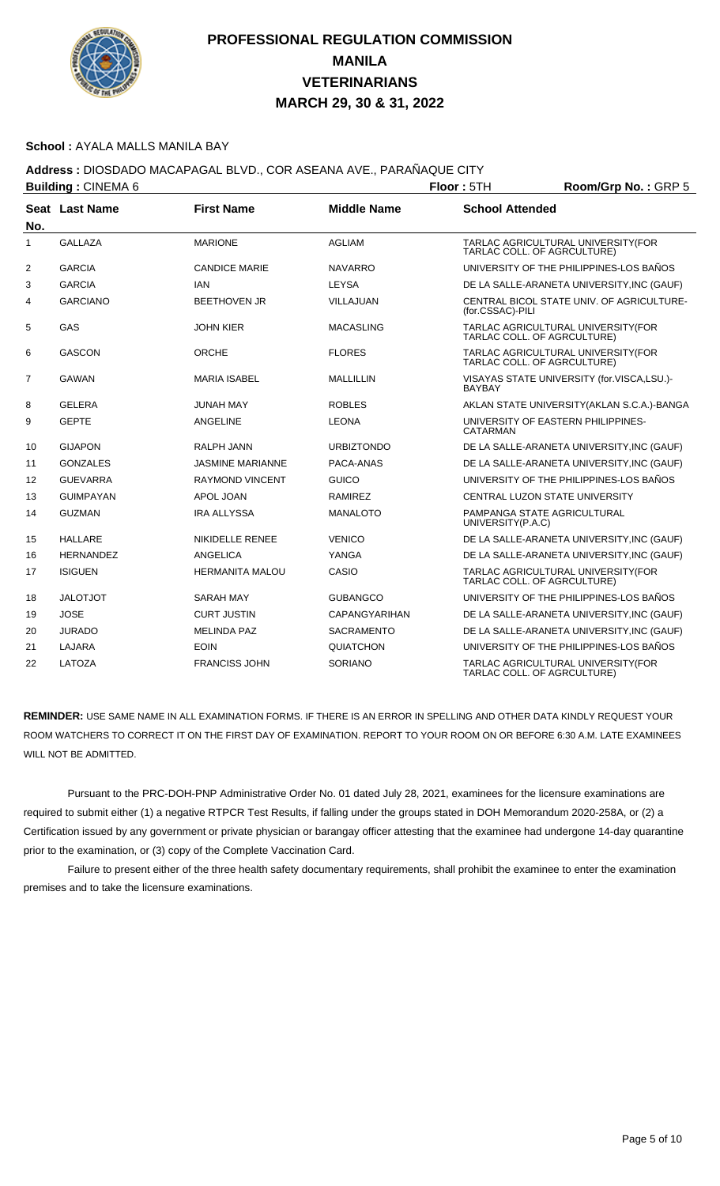# PROFESSIONAL REGULATION COMMISSION
## MANILA
## VETERINARIANS
## MARCH 29, 30 & 31, 2022

**School :** AYALA MALLS MANILA BAY

**Address :** DIOSDADO MACAPAGAL BLVD., COR ASEANA AVE., PARAÑAQUE CITY

**Building :** CINEMA 6 **Floor :** 5TH **Room/Grp No. :** GRP 5

| Seat No. | Last Name | First Name | Middle Name | School Attended |
|---|---|---|---|---|
| 1 | GALLAZA | MARIONE | AGLIAM | TARLAC AGRICULTURAL UNIVERSITY(FOR TARLAC COLL. OF AGRCULTURE) |
| 2 | GARCIA | CANDICE MARIE | NAVARRO | UNIVERSITY OF THE PHILIPPINES-LOS BAÑOS |
| 3 | GARCIA | IAN | LEYSA | DE LA SALLE-ARANETA UNIVERSITY,INC (GAUF) |
| 4 | GARCIANO | BEETHOVEN JR | VILLAJUAN | CENTRAL BICOL STATE UNIV. OF AGRICULTURE-(for.CSSAC)-PILI |
| 5 | GAS | JOHN KIER | MACASLING | TARLAC AGRICULTURAL UNIVERSITY(FOR TARLAC COLL. OF AGRCULTURE) |
| 6 | GASCON | ORCHE | FLORES | TARLAC AGRICULTURAL UNIVERSITY(FOR TARLAC COLL. OF AGRCULTURE) |
| 7 | GAWAN | MARIA ISABEL | MALLILLIN | VISAYAS STATE UNIVERSITY (for.VISCA,LSU.)-BAYBAY |
| 8 | GELERA | JUNAH MAY | ROBLES | AKLAN STATE UNIVERSITY(AKLAN S.C.A.)-BANGA |
| 9 | GEPTE | ANGELINE | LEONA | UNIVERSITY OF EASTERN PHILIPPINES-CATARMAN |
| 10 | GIJAPON | RALPH JANN | URBIZTONDO | DE LA SALLE-ARANETA UNIVERSITY,INC (GAUF) |
| 11 | GONZALES | JASMINE MARIANNE | PACA-ANAS | DE LA SALLE-ARANETA UNIVERSITY,INC (GAUF) |
| 12 | GUEVARRA | RAYMOND VINCENT | GUICO | UNIVERSITY OF THE PHILIPPINES-LOS BAÑOS |
| 13 | GUIMPAYAN | APOL JOAN | RAMIREZ | CENTRAL LUZON STATE UNIVERSITY |
| 14 | GUZMAN | IRA ALLYSSA | MANALOTO | PAMPANGA STATE AGRICULTURAL UNIVERSITY(P.A.C) |
| 15 | HALLARE | NIKIDELLE RENEE | VENICO | DE LA SALLE-ARANETA UNIVERSITY,INC (GAUF) |
| 16 | HERNANDEZ | ANGELICA | YANGA | DE LA SALLE-ARANETA UNIVERSITY,INC (GAUF) |
| 17 | ISIGUEN | HERMANITA MALOU | CASIO | TARLAC AGRICULTURAL UNIVERSITY(FOR TARLAC COLL. OF AGRCULTURE) |
| 18 | JALOTJOT | SARAH MAY | GUBANGCO | UNIVERSITY OF THE PHILIPPINES-LOS BAÑOS |
| 19 | JOSE | CURT JUSTIN | CAPANGYARIHAN | DE LA SALLE-ARANETA UNIVERSITY,INC (GAUF) |
| 20 | JURADO | MELINDA PAZ | SACRAMENTO | DE LA SALLE-ARANETA UNIVERSITY,INC (GAUF) |
| 21 | LAJARA | EOIN | QUIATCHON | UNIVERSITY OF THE PHILIPPINES-LOS BAÑOS |
| 22 | LATOZA | FRANCISS JOHN | SORIANO | TARLAC AGRICULTURAL UNIVERSITY(FOR TARLAC COLL. OF AGRCULTURE) |

**REMINDER:** USE SAME NAME IN ALL EXAMINATION FORMS. IF THERE IS AN ERROR IN SPELLING AND OTHER DATA KINDLY REQUEST YOUR ROOM WATCHERS TO CORRECT IT ON THE FIRST DAY OF EXAMINATION. REPORT TO YOUR ROOM ON OR BEFORE 6:30 A.M. LATE EXAMINEES WILL NOT BE ADMITTED.

Pursuant to the PRC-DOH-PNP Administrative Order No. 01 dated July 28, 2021, examinees for the licensure examinations are required to submit either (1) a negative RTPCR Test Results, if falling under the groups stated in DOH Memorandum 2020-258A, or (2) a Certification issued by any government or private physician or barangay officer attesting that the examinee had undergone 14-day quarantine prior to the examination, or (3) copy of the Complete Vaccination Card.

Failure to present either of the three health safety documentary requirements, shall prohibit the examinee to enter the examination premises and to take the licensure examinations.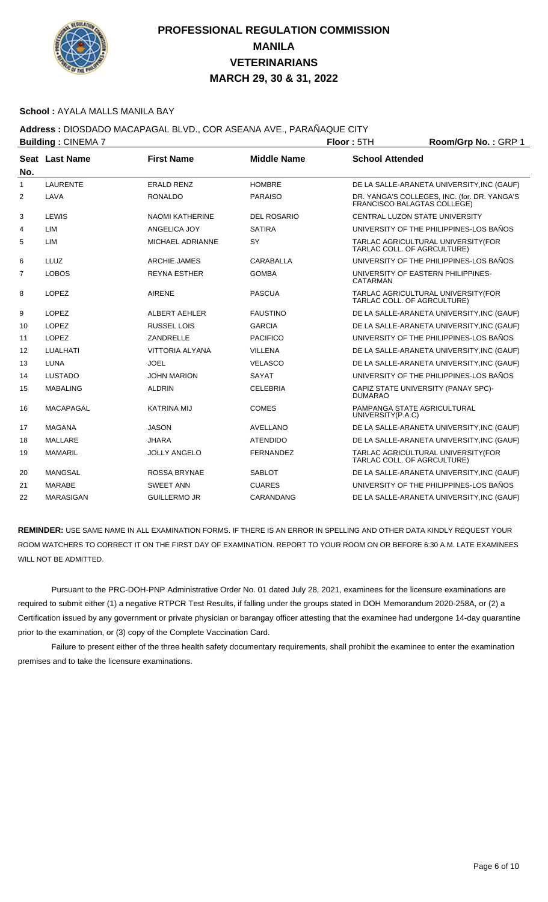# PROFESSIONAL REGULATION COMMISSION
# MANILA
# VETERINARIANS
# MARCH 29, 30 & 31, 2022

**School :** AYALA MALLS MANILA BAY

**Address :** DIOSDADO MACAPAGAL BLVD., COR ASEANA AVE., PARAÑAQUE CITY

**Building :** CINEMA 7 **Floor :** 5TH **Room/Grp No. :** GRP 1

| Seat No. | Last Name | First Name | Middle Name | School Attended |
|---|---|---|---|---|
| 1 | LAURENTE | ERALD RENZ | HOMBRE | DE LA SALLE-ARANETA UNIVERSITY,INC (GAUF) |
| 2 | LAVA | RONALDO | PARAISO | DR. YANGA'S COLLEGES, INC. (for. DR. YANGA'S FRANCISCO BALAGTAS COLLEGE) |
| 3 | LEWIS | NAOMI KATHERINE | DEL ROSARIO | CENTRAL LUZON STATE UNIVERSITY |
| 4 | LIM | ANGELICA JOY | SATIRA | UNIVERSITY OF THE PHILIPPINES-LOS BAÑOS |
| 5 | LIM | MICHAEL ADRIANNE | SY | TARLAC AGRICULTURAL UNIVERSITY(FOR TARLAC COLL. OF AGRCULTURE) |
| 6 | LLUZ | ARCHIE JAMES | CARABALLA | UNIVERSITY OF THE PHILIPPINES-LOS BAÑOS |
| 7 | LOBOS | REYNA ESTHER | GOMBA | UNIVERSITY OF EASTERN PHILIPPINES-CATARMAN |
| 8 | LOPEZ | AIRENE | PASCUA | TARLAC AGRICULTURAL UNIVERSITY(FOR TARLAC COLL. OF AGRCULTURE) |
| 9 | LOPEZ | ALBERT AEHLER | FAUSTINO | DE LA SALLE-ARANETA UNIVERSITY,INC (GAUF) |
| 10 | LOPEZ | RUSSEL LOIS | GARCIA | DE LA SALLE-ARANETA UNIVERSITY,INC (GAUF) |
| 11 | LOPEZ | ZANDRELLE | PACIFICO | UNIVERSITY OF THE PHILIPPINES-LOS BAÑOS |
| 12 | LUALHATI | VITTORIA ALYANA | VILLENA | DE LA SALLE-ARANETA UNIVERSITY,INC (GAUF) |
| 13 | LUNA | JOEL | VELASCO | DE LA SALLE-ARANETA UNIVERSITY,INC (GAUF) |
| 14 | LUSTADO | JOHN MARION | SAYAT | UNIVERSITY OF THE PHILIPPINES-LOS BAÑOS |
| 15 | MABALING | ALDRIN | CELEBRIA | CAPIZ STATE UNIVERSITY (PANAY SPC)-DUMARAO |
| 16 | MACAPAGAL | KATRINA MIJ | COMES | PAMPANGA STATE AGRICULTURAL UNIVERSITY(P.A.C) |
| 17 | MAGANA | JASON | AVELLANO | DE LA SALLE-ARANETA UNIVERSITY,INC (GAUF) |
| 18 | MALLARE | JHARA | ATENDIDO | DE LA SALLE-ARANETA UNIVERSITY,INC (GAUF) |
| 19 | MAMARIL | JOLLY ANGELO | FERNANDEZ | TARLAC AGRICULTURAL UNIVERSITY(FOR TARLAC COLL. OF AGRCULTURE) |
| 20 | MANGSAL | ROSSA BRYNAE | SABLOT | DE LA SALLE-ARANETA UNIVERSITY,INC (GAUF) |
| 21 | MARABE | SWEET ANN | CUARES | UNIVERSITY OF THE PHILIPPINES-LOS BAÑOS |
| 22 | MARASIGAN | GUILLERMO JR | CARANDANG | DE LA SALLE-ARANETA UNIVERSITY,INC (GAUF) |

**REMINDER:** USE SAME NAME IN ALL EXAMINATION FORMS. IF THERE IS AN ERROR IN SPELLING AND OTHER DATA KINDLY REQUEST YOUR ROOM WATCHERS TO CORRECT IT ON THE FIRST DAY OF EXAMINATION. REPORT TO YOUR ROOM ON OR BEFORE 6:30 A.M. LATE EXAMINEES WILL NOT BE ADMITTED.

Pursuant to the PRC-DOH-PNP Administrative Order No. 01 dated July 28, 2021, examinees for the licensure examinations are required to submit either (1) a negative RTPCR Test Results, if falling under the groups stated in DOH Memorandum 2020-258A, or (2) a Certification issued by any government or private physician or barangay officer attesting that the examinee had undergone 14-day quarantine prior to the examination, or (3) copy of the Complete Vaccination Card.

Failure to present either of the three health safety documentary requirements, shall prohibit the examinee to enter the examination premises and to take the licensure examinations.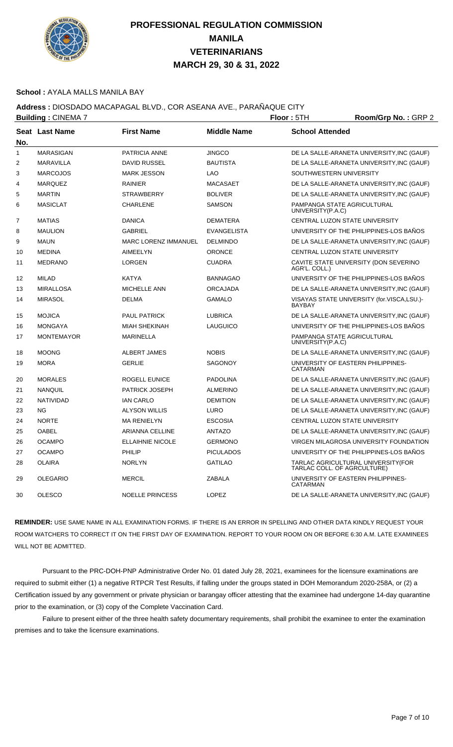# PROFESSIONAL REGULATION COMMISSION
## MANILA
## VETERINARIANS
## MARCH 29, 30 & 31, 2022

**School :** AYALA MALLS MANILA BAY

**Address :** DIOSDADO MACAPAGAL BLVD., COR ASEANA AVE., PARAÑAQUE CITY

**Building :** CINEMA 7 **Floor :** 5TH **Room/Grp No. :** GRP 2

| Seat No. | Last Name | First Name | Middle Name | School Attended |
|---|---|---|---|---|
| 1 | MARASIGAN | PATRICIA ANNE | JINGCO | DE LA SALLE-ARANETA UNIVERSITY,INC (GAUF) |
| 2 | MARAVILLA | DAVID RUSSEL | BAUTISTA | DE LA SALLE-ARANETA UNIVERSITY,INC (GAUF) |
| 3 | MARCOJOS | MARK JESSON | LAO | SOUTHWESTERN UNIVERSITY |
| 4 | MARQUEZ | RAINIER | MACASAET | DE LA SALLE-ARANETA UNIVERSITY,INC (GAUF) |
| 5 | MARTIN | STRAWBERRY | BOLIVER | DE LA SALLE-ARANETA UNIVERSITY,INC (GAUF) |
| 6 | MASICLAT | CHARLENE | SAMSON | PAMPANGA STATE AGRICULTURAL UNIVERSITY(P.A.C) |
| 7 | MATIAS | DANICA | DEMATERA | CENTRAL LUZON STATE UNIVERSITY |
| 8 | MAULION | GABRIEL | EVANGELISTA | UNIVERSITY OF THE PHILIPPINES-LOS BAÑOS |
| 9 | MAUN | MARC LORENZ IMMANUEL | DELMINDO | DE LA SALLE-ARANETA UNIVERSITY,INC (GAUF) |
| 10 | MEDINA | AIMEELYN | ORONCE | CENTRAL LUZON STATE UNIVERSITY |
| 11 | MEDRANO | LORGEN | CUADRA | CAVITE STATE UNIVERSITY (DON SEVERINO AGR'L. COLL.) |
| 12 | MILAD | KATYA | BANNAGAO | UNIVERSITY OF THE PHILIPPINES-LOS BAÑOS |
| 13 | MIRALLOSA | MICHELLE ANN | ORCAJADA | DE LA SALLE-ARANETA UNIVERSITY,INC (GAUF) |
| 14 | MIRASOL | DELMA | GAMALO | VISAYAS STATE UNIVERSITY (for.VISCA,LSU.)-BAYBAY |
| 15 | MOJICA | PAUL PATRICK | LUBRICA | DE LA SALLE-ARANETA UNIVERSITY,INC (GAUF) |
| 16 | MONGAYA | MIAH SHEKINAH | LAUGUICO | UNIVERSITY OF THE PHILIPPINES-LOS BAÑOS |
| 17 | MONTEMAYOR | MARINELLA | | PAMPANGA STATE AGRICULTURAL UNIVERSITY(P.A.C) |
| 18 | MOONG | ALBERT JAMES | NOBIS | DE LA SALLE-ARANETA UNIVERSITY,INC (GAUF) |
| 19 | MORA | GERLIE | SAGONOY | UNIVERSITY OF EASTERN PHILIPPINES-CATARMAN |
| 20 | MORALES | ROGELL EUNICE | PADOLINA | DE LA SALLE-ARANETA UNIVERSITY,INC (GAUF) |
| 21 | NANQUIL | PATRICK JOSEPH | ALMERINO | DE LA SALLE-ARANETA UNIVERSITY,INC (GAUF) |
| 22 | NATIVIDAD | IAN CARLO | DEMITION | DE LA SALLE-ARANETA UNIVERSITY,INC (GAUF) |
| 23 | NG | ALYSON WILLIS | LURO | DE LA SALLE-ARANETA UNIVERSITY,INC (GAUF) |
| 24 | NORTE | MA RENIELYN | ESCOSIA | CENTRAL LUZON STATE UNIVERSITY |
| 25 | OABEL | ARIANNA CELLINE | ANTAZO | DE LA SALLE-ARANETA UNIVERSITY,INC (GAUF) |
| 26 | OCAMPO | ELLAIHNIE NICOLE | GERMONO | VIRGEN MILAGROSA UNIVERSITY FOUNDATION |
| 27 | OCAMPO | PHILIP | PICULADOS | UNIVERSITY OF THE PHILIPPINES-LOS BAÑOS |
| 28 | OLAIRA | NORLYN | GATILAO | TARLAC AGRICULTURAL UNIVERSITY(FOR TARLAC COLL. OF AGRCULTURE) |
| 29 | OLEGARIO | MERCIL | ZABALA | UNIVERSITY OF EASTERN PHILIPPINES-CATARMAN |
| 30 | OLESCO | NOELLE PRINCESS | LOPEZ | DE LA SALLE-ARANETA UNIVERSITY,INC (GAUF) |

**REMINDER:** USE SAME NAME IN ALL EXAMINATION FORMS. IF THERE IS AN ERROR IN SPELLING AND OTHER DATA KINDLY REQUEST YOUR ROOM WATCHERS TO CORRECT IT ON THE FIRST DAY OF EXAMINATION. REPORT TO YOUR ROOM ON OR BEFORE 6:30 A.M. LATE EXAMINEES WILL NOT BE ADMITTED.

Pursuant to the PRC-DOH-PNP Administrative Order No. 01 dated July 28, 2021, examinees for the licensure examinations are required to submit either (1) a negative RTPCR Test Results, if falling under the groups stated in DOH Memorandum 2020-258A, or (2) a Certification issued by any government or private physician or barangay officer attesting that the examinee had undergone 14-day quarantine prior to the examination, or (3) copy of the Complete Vaccination Card.

Failure to present either of the three health safety documentary requirements, shall prohibit the examinee to enter the examination premises and to take the licensure examinations.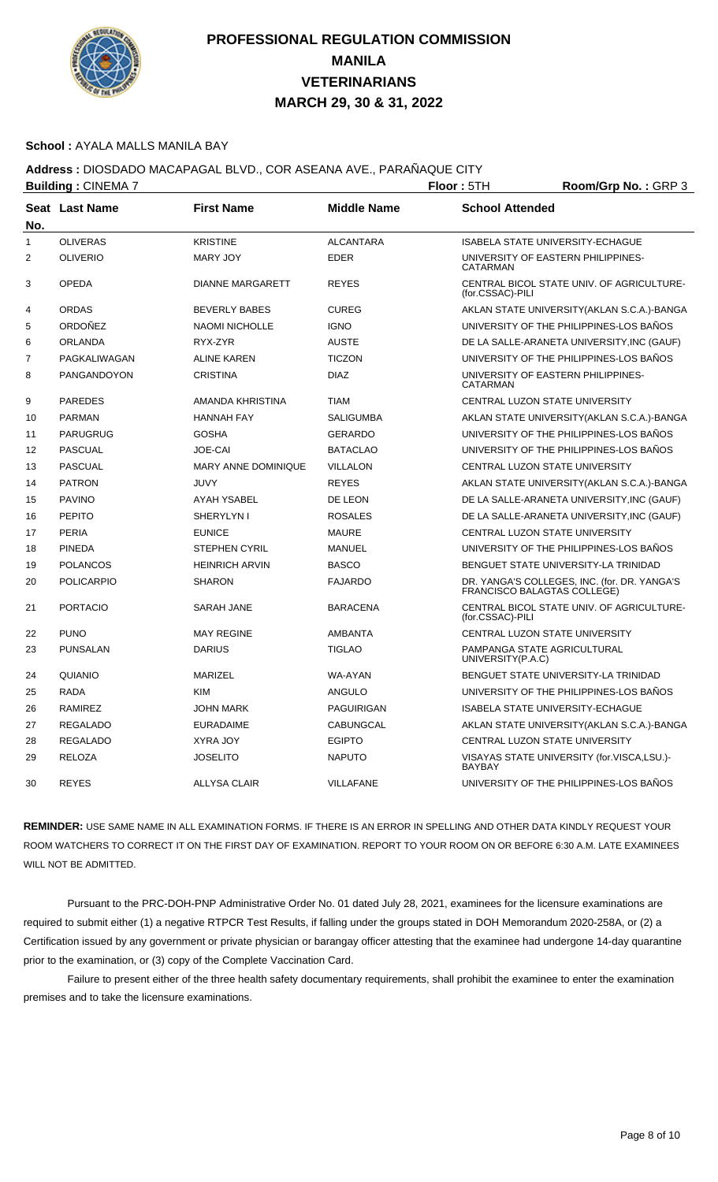# PROFESSIONAL REGULATION COMMISSION
# MANILA
# VETERINARIANS
# MARCH 29, 30 & 31, 2022

**School :** AYALA MALLS MANILA BAY

**Address :** DIOSDADO MACAPAGAL BLVD., COR ASEANA AVE., PARAÑAQUE CITY

**Building :** CINEMA 7 **Floor :** 5TH **Room/Grp No. :** GRP 3

| Seat No. | Last Name | First Name | Middle Name | School Attended |
|---|---|---|---|---|
| 1 | OLIVERAS | KRISTINE | ALCANTARA | ISABELA STATE UNIVERSITY-ECHAGUE |
| 2 | OLIVERIO | MARY JOY | EDER | UNIVERSITY OF EASTERN PHILIPPINES-CATARMAN |
| 3 | OPEDA | DIANNE MARGARETT | REYES | CENTRAL BICOL STATE UNIV. OF AGRICULTURE-(for.CSSAC)-PILI |
| 4 | ORDAS | BEVERLY BABES | CUREG | AKLAN STATE UNIVERSITY(AKLAN S.C.A.)-BANGA |
| 5 | ORDOÑEZ | NAOMI NICHOLLE | IGNO | UNIVERSITY OF THE PHILIPPINES-LOS BAÑOS |
| 6 | ORLANDA | RYX-ZYR | AUSTE | DE LA SALLE-ARANETA UNIVERSITY,INC (GAUF) |
| 7 | PAGKALIWAGAN | ALINE KAREN | TICZON | UNIVERSITY OF THE PHILIPPINES-LOS BAÑOS |
| 8 | PANGANDOYON | CRISTINA | DIAZ | UNIVERSITY OF EASTERN PHILIPPINES-CATARMAN |
| 9 | PAREDES | AMANDA KHRISTINA | TIAM | CENTRAL LUZON STATE UNIVERSITY |
| 10 | PARMAN | HANNAH FAY | SALIGUMBA | AKLAN STATE UNIVERSITY(AKLAN S.C.A.)-BANGA |
| 11 | PARUGRUG | GOSHA | GERARDO | UNIVERSITY OF THE PHILIPPINES-LOS BAÑOS |
| 12 | PASCUAL | JOE-CAI | BATACLAO | UNIVERSITY OF THE PHILIPPINES-LOS BAÑOS |
| 13 | PASCUAL | MARY ANNE DOMINIQUE | VILLALON | CENTRAL LUZON STATE UNIVERSITY |
| 14 | PATRON | JUVY | REYES | AKLAN STATE UNIVERSITY(AKLAN S.C.A.)-BANGA |
| 15 | PAVINO | AYAH YSABEL | DE LEON | DE LA SALLE-ARANETA UNIVERSITY,INC (GAUF) |
| 16 | PEPITO | SHERYLYN I | ROSALES | DE LA SALLE-ARANETA UNIVERSITY,INC (GAUF) |
| 17 | PERIA | EUNICE | MAURE | CENTRAL LUZON STATE UNIVERSITY |
| 18 | PINEDA | STEPHEN CYRIL | MANUEL | UNIVERSITY OF THE PHILIPPINES-LOS BAÑOS |
| 19 | POLANCOS | HEINRICH ARVIN | BASCO | BENGUET STATE UNIVERSITY-LA TRINIDAD |
| 20 | POLICARPIO | SHARON | FAJARDO | DR. YANGA'S COLLEGES, INC. (for. DR. YANGA'S FRANCISCO BALAGTAS COLLEGE) |
| 21 | PORTACIO | SARAH JANE | BARACENA | CENTRAL BICOL STATE UNIV. OF AGRICULTURE-(for.CSSAC)-PILI |
| 22 | PUNO | MAY REGINE | AMBANTA | CENTRAL LUZON STATE UNIVERSITY |
| 23 | PUNSALAN | DARIUS | TIGLAO | PAMPANGA STATE AGRICULTURAL UNIVERSITY(P.A.C) |
| 24 | QUIANIO | MARIZEL | WA-AYAN | BENGUET STATE UNIVERSITY-LA TRINIDAD |
| 25 | RADA | KIM | ANGULO | UNIVERSITY OF THE PHILIPPINES-LOS BAÑOS |
| 26 | RAMIREZ | JOHN MARK | PAGUIRIGAN | ISABELA STATE UNIVERSITY-ECHAGUE |
| 27 | REGALADO | EURADAIME | CABUNGCAL | AKLAN STATE UNIVERSITY(AKLAN S.C.A.)-BANGA |
| 28 | REGALADO | XYRA JOY | EGIPTO | CENTRAL LUZON STATE UNIVERSITY |
| 29 | RELOZA | JOSELITO | NAPUTO | VISAYAS STATE UNIVERSITY (for.VISCA,LSU.)-BAYBAY |
| 30 | REYES | ALLYSA CLAIR | VILLAFANE | UNIVERSITY OF THE PHILIPPINES-LOS BAÑOS |

**REMINDER:** USE SAME NAME IN ALL EXAMINATION FORMS. IF THERE IS AN ERROR IN SPELLING AND OTHER DATA KINDLY REQUEST YOUR ROOM WATCHERS TO CORRECT IT ON THE FIRST DAY OF EXAMINATION. REPORT TO YOUR ROOM ON OR BEFORE 6:30 A.M. LATE EXAMINEES WILL NOT BE ADMITTED.

Pursuant to the PRC-DOH-PNP Administrative Order No. 01 dated July 28, 2021, examinees for the licensure examinations are required to submit either (1) a negative RTPCR Test Results, if falling under the groups stated in DOH Memorandum 2020-258A, or (2) a Certification issued by any government or private physician or barangay officer attesting that the examinee had undergone 14-day quarantine prior to the examination, or (3) copy of the Complete Vaccination Card.

Failure to present either of the three health safety documentary requirements, shall prohibit the examinee to enter the examination premises and to take the licensure examinations.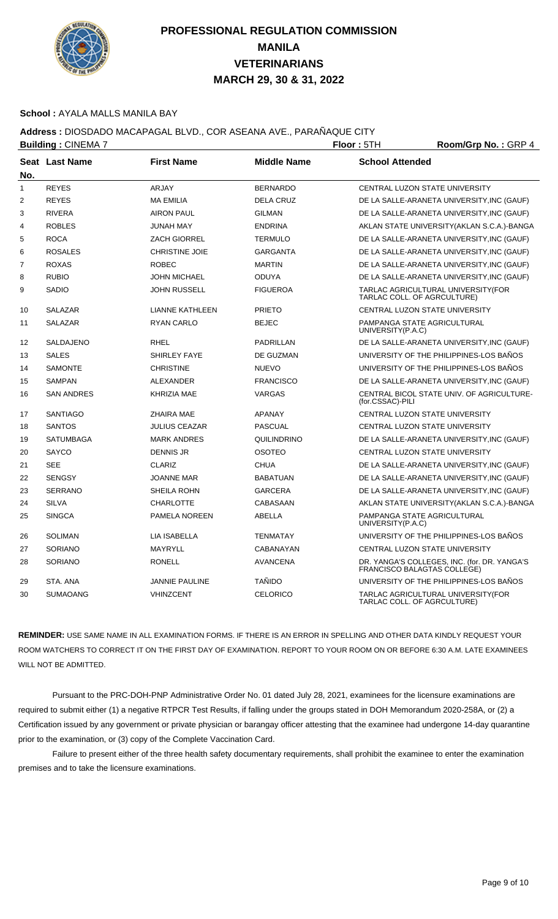# PROFESSIONAL REGULATION COMMISSION
# MANILA
# VETERINARIANS
# MARCH 29, 30 & 31, 2022

**School :** AYALA MALLS MANILA BAY

**Address :** DIOSDADO MACAPAGAL BLVD., COR ASEANA AVE., PARAÑAQUE CITY

**Building :** CINEMA 7 **Floor :** 5TH **Room/Grp No. :** GRP 4

| Seat No. | Last Name | First Name | Middle Name | School Attended |
|---|---|---|---|---|
| 1 | REYES | ARJAY | BERNARDO | CENTRAL LUZON STATE UNIVERSITY |
| 2 | REYES | MA EMILIA | DELA CRUZ | DE LA SALLE-ARANETA UNIVERSITY,INC (GAUF) |
| 3 | RIVERA | AIRON PAUL | GILMAN | DE LA SALLE-ARANETA UNIVERSITY,INC (GAUF) |
| 4 | ROBLES | JUNAH MAY | ENDRINA | AKLAN STATE UNIVERSITY(AKLAN S.C.A.)-BANGA |
| 5 | ROCA | ZACH GIORREL | TERMULO | DE LA SALLE-ARANETA UNIVERSITY,INC (GAUF) |
| 6 | ROSALES | CHRISTINE JOIE | GARGANTA | DE LA SALLE-ARANETA UNIVERSITY,INC (GAUF) |
| 7 | ROXAS | ROBEC | MARTIN | DE LA SALLE-ARANETA UNIVERSITY,INC (GAUF) |
| 8 | RUBIO | JOHN MICHAEL | ODUYA | DE LA SALLE-ARANETA UNIVERSITY,INC (GAUF) |
| 9 | SADIO | JOHN RUSSELL | FIGUEROA | TARLAC AGRICULTURAL UNIVERSITY(FOR TARLAC COLL. OF AGRCULTURE) |
| 10 | SALAZAR | LIANNE KATHLEEN | PRIETO | CENTRAL LUZON STATE UNIVERSITY |
| 11 | SALAZAR | RYAN CARLO | BEJEC | PAMPANGA STATE AGRICULTURAL UNIVERSITY(P.A.C) |
| 12 | SALDAJENO | RHEL | PADRILLAN | DE LA SALLE-ARANETA UNIVERSITY,INC (GAUF) |
| 13 | SALES | SHIRLEY FAYE | DE GUZMAN | UNIVERSITY OF THE PHILIPPINES-LOS BAÑOS |
| 14 | SAMONTE | CHRISTINE | NUEVO | UNIVERSITY OF THE PHILIPPINES-LOS BAÑOS |
| 15 | SAMPAN | ALEXANDER | FRANCISCO | DE LA SALLE-ARANETA UNIVERSITY,INC (GAUF) |
| 16 | SAN ANDRES | KHRIZIA MAE | VARGAS | CENTRAL BICOL STATE UNIV. OF AGRICULTURE-(for.CSSAC)-PILI |
| 17 | SANTIAGO | ZHAIRA MAE | APANAY | CENTRAL LUZON STATE UNIVERSITY |
| 18 | SANTOS | JULIUS CEAZAR | PASCUAL | CENTRAL LUZON STATE UNIVERSITY |
| 19 | SATUMBAGA | MARK ANDRES | QUILINDRINO | DE LA SALLE-ARANETA UNIVERSITY,INC (GAUF) |
| 20 | SAYCO | DENNIS JR | OSOTEO | CENTRAL LUZON STATE UNIVERSITY |
| 21 | SEE | CLARIZ | CHUA | DE LA SALLE-ARANETA UNIVERSITY,INC (GAUF) |
| 22 | SENGSY | JOANNE MAR | BABATUAN | DE LA SALLE-ARANETA UNIVERSITY,INC (GAUF) |
| 23 | SERRANO | SHEILA ROHN | GARCERA | DE LA SALLE-ARANETA UNIVERSITY,INC (GAUF) |
| 24 | SILVA | CHARLOTTE | CABASAAN | AKLAN STATE UNIVERSITY(AKLAN S.C.A.)-BANGA |
| 25 | SINGCA | PAMELA NOREEN | ABELLA | PAMPANGA STATE AGRICULTURAL UNIVERSITY(P.A.C) |
| 26 | SOLIMAN | LIA ISABELLA | TENMATAY | UNIVERSITY OF THE PHILIPPINES-LOS BAÑOS |
| 27 | SORIANO | MAYRYLL | CABANAYAN | CENTRAL LUZON STATE UNIVERSITY |
| 28 | SORIANO | RONELL | AVANCENA | DR. YANGA'S COLLEGES, INC. (for. DR. YANGA'S FRANCISCO BALAGTAS COLLEGE) |
| 29 | STA. ANA | JANNIE PAULINE | TAÑIDO | UNIVERSITY OF THE PHILIPPINES-LOS BAÑOS |
| 30 | SUMAOANG | VHINZCENT | CELORICO | TARLAC AGRICULTURAL UNIVERSITY(FOR TARLAC COLL. OF AGRCULTURE) |

**REMINDER:** USE SAME NAME IN ALL EXAMINATION FORMS. IF THERE IS AN ERROR IN SPELLING AND OTHER DATA KINDLY REQUEST YOUR ROOM WATCHERS TO CORRECT IT ON THE FIRST DAY OF EXAMINATION. REPORT TO YOUR ROOM ON OR BEFORE 6:30 A.M. LATE EXAMINEES WILL NOT BE ADMITTED.

Pursuant to the PRC-DOH-PNP Administrative Order No. 01 dated July 28, 2021, examinees for the licensure examinations are required to submit either (1) a negative RTPCR Test Results, if falling under the groups stated in DOH Memorandum 2020-258A, or (2) a Certification issued by any government or private physician or barangay officer attesting that the examinee had undergone 14-day quarantine prior to the examination, or (3) copy of the Complete Vaccination Card.

Failure to present either of the three health safety documentary requirements, shall prohibit the examinee to enter the examination premises and to take the licensure examinations.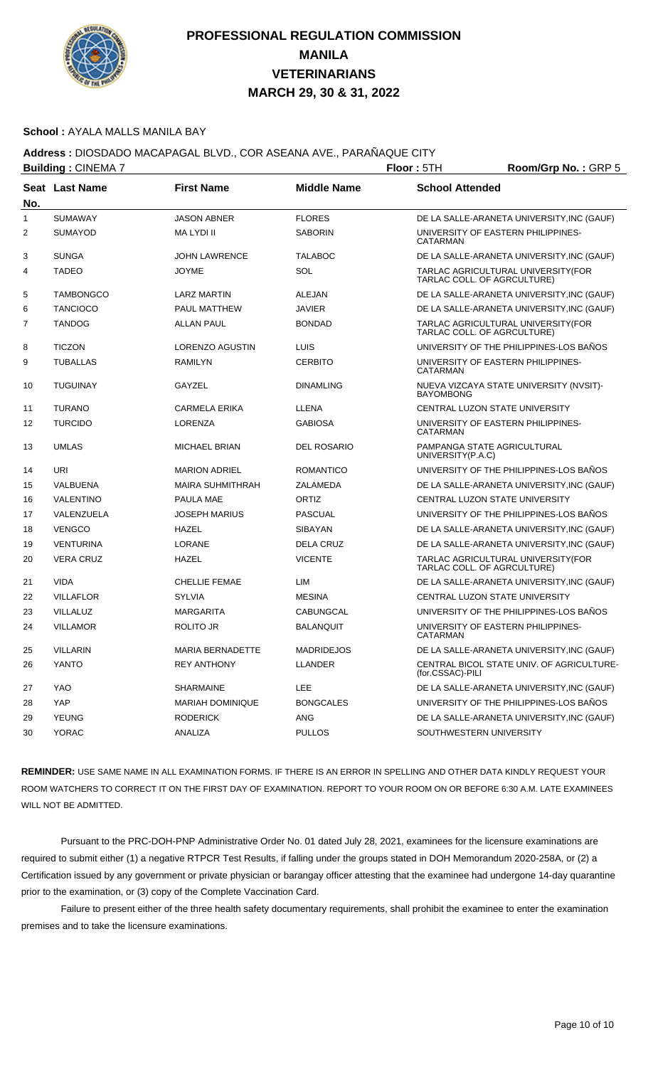# PROFESSIONAL REGULATION COMMISSION
# MANILA
# VETERINARIANS
# MARCH 29, 30 & 31, 2022

**School :** AYALA MALLS MANILA BAY

**Address :** DIOSDADO MACAPAGAL BLVD., COR ASEANA AVE., PARAÑAQUE CITY

**Building :** CINEMA 7 **Floor :** 5TH **Room/Grp No. :** GRP 5

| Seat No. | Last Name | First Name | Middle Name | School Attended |
|---|---|---|---|---|
| 1 | SUMAWAY | JASON ABNER | FLORES | DE LA SALLE-ARANETA UNIVERSITY,INC (GAUF) |
| 2 | SUMAYOD | MA LYDI II | SABORIN | UNIVERSITY OF EASTERN PHILIPPINES-CATARMAN |
| 3 | SUNGA | JOHN LAWRENCE | TALABOC | DE LA SALLE-ARANETA UNIVERSITY,INC (GAUF) |
| 4 | TADEO | JOYME | SOL | TARLAC AGRICULTURAL UNIVERSITY(FOR TARLAC COLL. OF AGRCULTURE) |
| 5 | TAMBONGCO | LARZ MARTIN | ALEJAN | DE LA SALLE-ARANETA UNIVERSITY,INC (GAUF) |
| 6 | TANCIOCO | PAUL MATTHEW | JAVIER | DE LA SALLE-ARANETA UNIVERSITY,INC (GAUF) |
| 7 | TANDOG | ALLAN PAUL | BONDAD | TARLAC AGRICULTURAL UNIVERSITY(FOR TARLAC COLL. OF AGRCULTURE) |
| 8 | TICZON | LORENZO AGUSTIN | LUIS | UNIVERSITY OF THE PHILIPPINES-LOS BAÑOS |
| 9 | TUBALLAS | RAMILYN | CERBITO | UNIVERSITY OF EASTERN PHILIPPINES-CATARMAN |
| 10 | TUGUINAY | GAYZEL | DINAMLING | NUEVA VIZCAYA STATE UNIVERSITY (NVSIT)-BAYOMBONG |
| 11 | TURANO | CARMELA ERIKA | LLENA | CENTRAL LUZON STATE UNIVERSITY |
| 12 | TURCIDO | LORENZA | GABIOSA | UNIVERSITY OF EASTERN PHILIPPINES-CATARMAN |
| 13 | UMLAS | MICHAEL BRIAN | DEL ROSARIO | PAMPANGA STATE AGRICULTURAL UNIVERSITY(P.A.C) |
| 14 | URI | MARION ADRIEL | ROMANTICO | UNIVERSITY OF THE PHILIPPINES-LOS BAÑOS |
| 15 | VALBUENA | MAIRA SUHMITHRAH | ZALAMEDA | DE LA SALLE-ARANETA UNIVERSITY,INC (GAUF) |
| 16 | VALENTINO | PAULA MAE | ORTIZ | CENTRAL LUZON STATE UNIVERSITY |
| 17 | VALENZUELA | JOSEPH MARIUS | PASCUAL | UNIVERSITY OF THE PHILIPPINES-LOS BAÑOS |
| 18 | VENGCO | HAZEL | SIBAYAN | DE LA SALLE-ARANETA UNIVERSITY,INC (GAUF) |
| 19 | VENTURINA | LORANE | DELA CRUZ | DE LA SALLE-ARANETA UNIVERSITY,INC (GAUF) |
| 20 | VERA CRUZ | HAZEL | VICENTE | TARLAC AGRICULTURAL UNIVERSITY(FOR TARLAC COLL. OF AGRCULTURE) |
| 21 | VIDA | CHELLIE FEMAE | LIM | DE LA SALLE-ARANETA UNIVERSITY,INC (GAUF) |
| 22 | VILLAFLOR | SYLVIA | MESINA | CENTRAL LUZON STATE UNIVERSITY |
| 23 | VILLALUZ | MARGARITA | CABUNGCAL | UNIVERSITY OF THE PHILIPPINES-LOS BAÑOS |
| 24 | VILLAMOR | ROLITO JR | BALANQUIT | UNIVERSITY OF EASTERN PHILIPPINES-CATARMAN |
| 25 | VILLARIN | MARIA BERNADETTE | MADRIDEJOS | DE LA SALLE-ARANETA UNIVERSITY,INC (GAUF) |
| 26 | YANTO | REY ANTHONY | LLANDER | CENTRAL BICOL STATE UNIV. OF AGRICULTURE-(for.CSSAC)-PILI |
| 27 | YAO | SHARMAINE | LEE | DE LA SALLE-ARANETA UNIVERSITY,INC (GAUF) |
| 28 | YAP | MARIAH DOMINIQUE | BONGCALES | UNIVERSITY OF THE PHILIPPINES-LOS BAÑOS |
| 29 | YEUNG | RODERICK | ANG | DE LA SALLE-ARANETA UNIVERSITY,INC (GAUF) |
| 30 | YORAC | ANALIZA | PULLOS | SOUTHWESTERN UNIVERSITY |

**REMINDER:** USE SAME NAME IN ALL EXAMINATION FORMS. IF THERE IS AN ERROR IN SPELLING AND OTHER DATA KINDLY REQUEST YOUR ROOM WATCHERS TO CORRECT IT ON THE FIRST DAY OF EXAMINATION. REPORT TO YOUR ROOM ON OR BEFORE 6:30 A.M. LATE EXAMINEES WILL NOT BE ADMITTED.

Pursuant to the PRC-DOH-PNP Administrative Order No. 01 dated July 28, 2021, examinees for the licensure examinations are required to submit either (1) a negative RTPCR Test Results, if falling under the groups stated in DOH Memorandum 2020-258A, or (2) a Certification issued by any government or private physician or barangay officer attesting that the examinee had undergone 14-day quarantine prior to the examination, or (3) copy of the Complete Vaccination Card.

Failure to present either of the three health safety documentary requirements, shall prohibit the examinee to enter the examination premises and to take the licensure examinations.